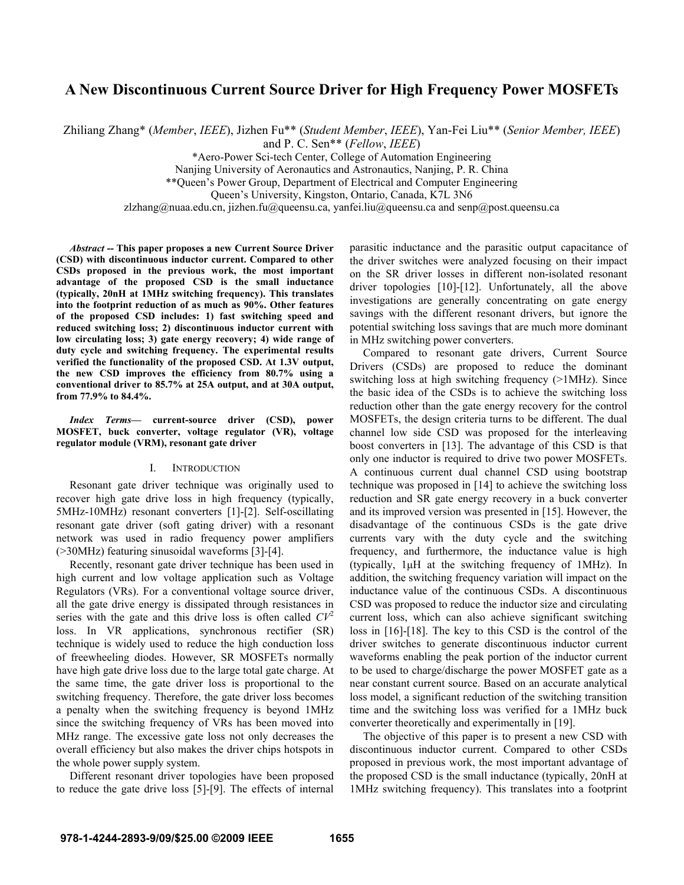# A New Discontinuous Current Source Driver for High Frequency Power MOSFETs

Zhiliang Zhang* (*Member*, *IEEE*), Jizhen Fu** (*Student Member*, *IEEE*), Yan-Fei Liu** (*Senior Member, IEEE*) and P. C. Sen** (*Fellow*, *IEEE*)

*Aero-Power Sci-tech Center, College of Automation Engineering
Nanjing University of Aeronautics and Astronautics, Nanjing, P. R. China
**Queen's Power Group, Department of Electrical and Computer Engineering
Queen's University, Kingston, Ontario, Canada, K7L 3N6
zlzhang@nuaa.edu.cn, jizhen.fu@queensu.ca, yanfei.liu@queensu.ca and senp@post.queensu.ca

***Abstract*** **-- This paper proposes a new Current Source Driver (CSD) with discontinuous inductor current. Compared to other CSDs proposed in the previous work, the most important advantage of the proposed CSD is the small inductance (typically, 20nH at 1MHz switching frequency). This translates into the footprint reduction of as much as 90%. Other features of the proposed CSD includes: 1) fast switching speed and reduced switching loss; 2) discontinuous inductor current with low circulating loss; 3) gate energy recovery; 4) wide range of duty cycle and switching frequency. The experimental results verified the functionality of the proposed CSD. At 1.3V output, the new CSD improves the efficiency from 80.7% using a conventional driver to 85.7% at 25A output, and at 30A output, from 77.9% to 84.4%.**

***Index Terms*****— current-source driver (CSD), power MOSFET, buck converter, voltage regulator (VR), voltage regulator module (VRM), resonant gate driver**

## I. INTRODUCTION

Resonant gate driver technique was originally used to recover high gate drive loss in high frequency (typically, 5MHz-10MHz) resonant converters [1]-[2]. Self-oscillating resonant gate driver (soft gating driver) with a resonant network was used in radio frequency power amplifiers (>30MHz) featuring sinusoidal waveforms [3]-[4].

Recently, resonant gate driver technique has been used in high current and low voltage application such as Voltage Regulators (VRs). For a conventional voltage source driver, all the gate drive energy is dissipated through resistances in series with the gate and this drive loss is often called $CV^2$ loss. In VR applications, synchronous rectifier (SR) technique is widely used to reduce the high conduction loss of freewheeling diodes. However, SR MOSFETs normally have high gate drive loss due to the large total gate charge. At the same time, the gate driver loss is proportional to the switching frequency. Therefore, the gate driver loss becomes a penalty when the switching frequency is beyond 1MHz since the switching frequency of VRs has been moved into MHz range. The excessive gate loss not only decreases the overall efficiency but also makes the driver chips hotspots in the whole power supply system.

Different resonant driver topologies have been proposed to reduce the gate drive loss [5]-[9]. The effects of internal parasitic inductance and the parasitic output capacitance of the driver switches were analyzed focusing on their impact on the SR driver losses in different non-isolated resonant driver topologies [10]-[12]. Unfortunately, all the above investigations are generally concentrating on gate energy savings with the different resonant drivers, but ignore the potential switching loss savings that are much more dominant in MHz switching power converters.

Compared to resonant gate drivers, Current Source Drivers (CSDs) are proposed to reduce the dominant switching loss at high switching frequency (>1MHz). Since the basic idea of the CSDs is to achieve the switching loss reduction other than the gate energy recovery for the control MOSFETs, the design criteria turns to be different. The dual channel low side CSD was proposed for the interleaving boost converters in [13]. The advantage of this CSD is that only one inductor is required to drive two power MOSFETs. A continuous current dual channel CSD using bootstrap technique was proposed in [14] to achieve the switching loss reduction and SR gate energy recovery in a buck converter and its improved version was presented in [15]. However, the disadvantage of the continuous CSDs is the gate drive currents vary with the duty cycle and the switching frequency, and furthermore, the inductance value is high (typically, 1μH at the switching frequency of 1MHz). In addition, the switching frequency variation will impact on the inductance value of the continuous CSDs. A discontinuous CSD was proposed to reduce the inductor size and circulating current loss, which can also achieve significant switching loss in [16]-[18]. The key to this CSD is the control of the driver switches to generate discontinuous inductor current waveforms enabling the peak portion of the inductor current to be used to charge/discharge the power MOSFET gate as a near constant current source. Based on an accurate analytical loss model, a significant reduction of the switching transition time and the switching loss was verified for a 1MHz buck converter theoretically and experimentally in [19].

The objective of this paper is to present a new CSD with discontinuous inductor current. Compared to other CSDs proposed in previous work, the most important advantage of the proposed CSD is the small inductance (typically, 20nH at 1MHz switching frequency). This translates into a footprint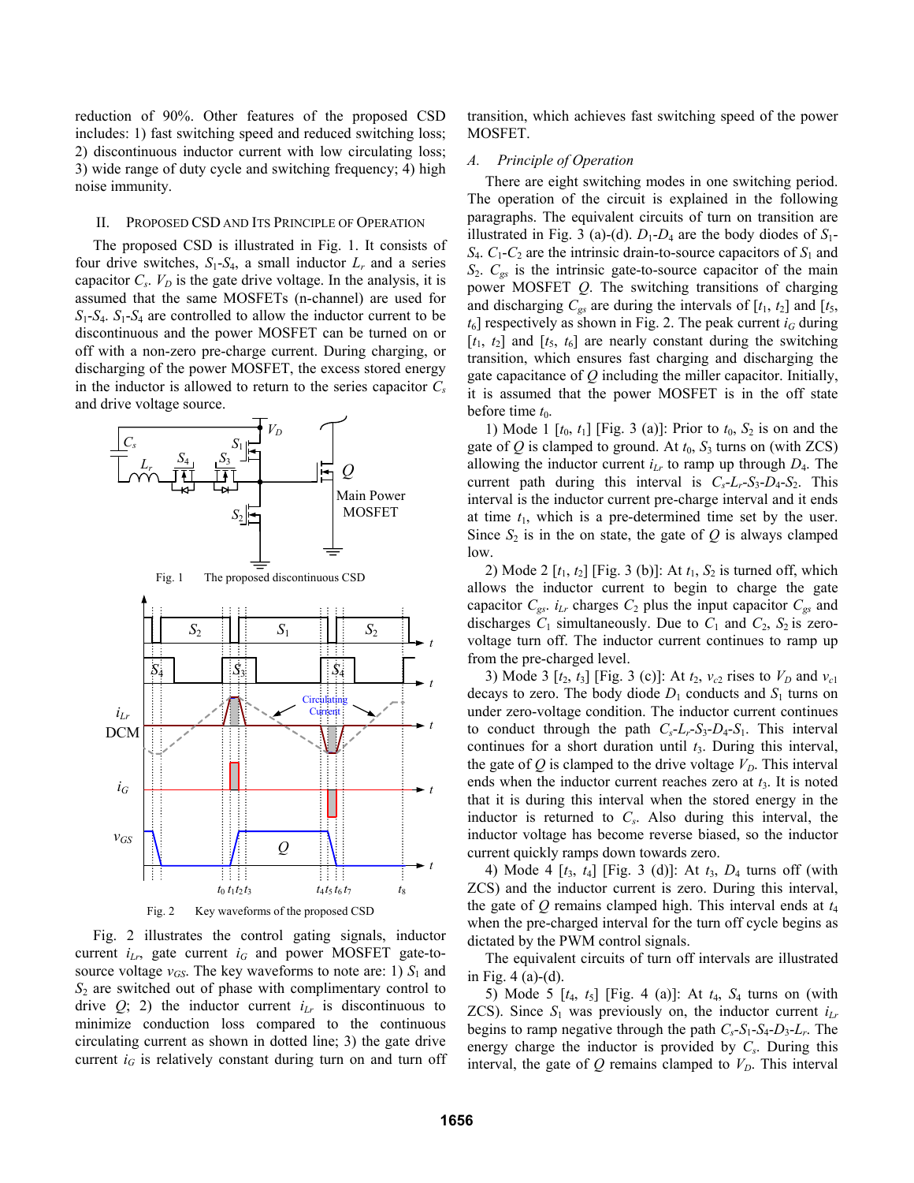reduction of 90%. Other features of the proposed CSD includes: 1) fast switching speed and reduced switching loss; 2) discontinuous inductor current with low circulating loss; 3) wide range of duty cycle and switching frequency; 4) high noise immunity.

## II. Proposed CSD and Its Principle of Operation

The proposed CSD is illustrated in Fig. 1. It consists of four drive switches, $S_1$-$S_4$, a small inductor $L_r$ and a series capacitor $C_s$. $V_D$ is the gate drive voltage. In the analysis, it is assumed that the same MOSFETs (n-channel) are used for $S_1$-$S_4$. $S_1$-$S_4$ are controlled to allow the inductor current to be discontinuous and the power MOSFET can be turned on or off with a non-zero pre-charge current. During charging, or discharging of the power MOSFET, the excess stored energy in the inductor is allowed to return to the series capacitor $C_s$ and drive voltage source.

Fig. 1 The proposed discontinuous CSD

Fig. 2 Key waveforms of the proposed CSD

Fig. 2 illustrates the control gating signals, inductor current $i_{Lr}$, gate current $i_G$ and power MOSFET gate-to-source voltage $v_{GS}$. The key waveforms to note are: 1) $S_1$ and $S_2$ are switched out of phase with complimentary control to drive $Q$; 2) the inductor current $i_{Lr}$ is discontinuous to minimize conduction loss compared to the continuous circulating current as shown in dotted line; 3) the gate drive current $i_G$ is relatively constant during turn on and turn off transition, which achieves fast switching speed of the power MOSFET.

### A. Principle of Operation

There are eight switching modes in one switching period. The operation of the circuit is explained in the following paragraphs. The equivalent circuits of turn on transition are illustrated in Fig. 3 (a)-(d). $D_1$-$D_4$ are the body diodes of $S_1$-$S_4$. $C_1$-$C_2$ are the intrinsic drain-to-source capacitors of $S_1$ and $S_2$. $C_{gs}$ is the intrinsic gate-to-source capacitor of the main power MOSFET $Q$. The switching transitions of charging and discharging $C_{gs}$ are during the intervals of [$t_1$, $t_2$] and [$t_5$, $t_6$] respectively as shown in Fig. 2. The peak current $i_G$ during [$t_1$, $t_2$] and [$t_5$, $t_6$] are nearly constant during the switching transition, which ensures fast charging and discharging the gate capacitance of $Q$ including the miller capacitor. Initially, it is assumed that the power MOSFET is in the off state before time $t_0$.

1) Mode 1 [$t_0$, $t_1$] [Fig. 3 (a)]: Prior to $t_0$, $S_2$ is on and the gate of $Q$ is clamped to ground. At $t_0$, $S_3$ turns on (with ZCS) allowing the inductor current $i_{Lr}$ to ramp up through $D_4$. The current path during this interval is $C_s$-$L_r$-$S_3$-$D_4$-$S_2$. This interval is the inductor current pre-charge interval and it ends at time $t_1$, which is a pre-determined time set by the user. Since $S_2$ is in the on state, the gate of $Q$ is always clamped low.

2) Mode 2 [$t_1$, $t_2$] [Fig. 3 (b)]: At $t_1$, $S_2$ is turned off, which allows the inductor current to begin to charge the gate capacitor $C_{gs}$. $i_{Lr}$ charges $C_2$ plus the input capacitor $C_{gs}$ and discharges $C_1$ simultaneously. Due to $C_1$ and $C_2$, $S_2$ is zero-voltage turn off. The inductor current continues to ramp up from the pre-charged level.

3) Mode 3 [$t_2$, $t_3$] [Fig. 3 (c)]: At $t_2$, $v_{c2}$ rises to $V_D$ and $v_{c1}$ decays to zero. The body diode $D_1$ conducts and $S_1$ turns on under zero-voltage condition. The inductor current continues to conduct through the path $C_s$-$L_r$-$S_3$-$D_4$-$S_1$. This interval continues for a short duration until $t_3$. During this interval, the gate of $Q$ is clamped to the drive voltage $V_D$. This interval ends when the inductor current reaches zero at $t_3$. It is noted that it is during this interval when the stored energy in the inductor is returned to $C_s$. Also during this interval, the inductor voltage has become reverse biased, so the inductor current quickly ramps down towards zero.

4) Mode 4 [$t_3$, $t_4$] [Fig. 3 (d)]: At $t_3$, $D_4$ turns off (with ZCS) and the inductor current is zero. During this interval, the gate of $Q$ remains clamped high. This interval ends at $t_4$ when the pre-charged interval for the turn off cycle begins as dictated by the PWM control signals.

The equivalent circuits of turn off intervals are illustrated in Fig. 4 (a)-(d).

5) Mode 5 [$t_4$, $t_5$] [Fig. 4 (a)]: At $t_4$, $S_4$ turns on (with ZCS). Since $S_1$ was previously on, the inductor current $i_{Lr}$ begins to ramp negative through the path $C_s$-$S_1$-$S_4$-$D_3$-$L_r$. The energy charge the inductor is provided by $C_s$. During this interval, the gate of $Q$ remains clamped to $V_D$. This interval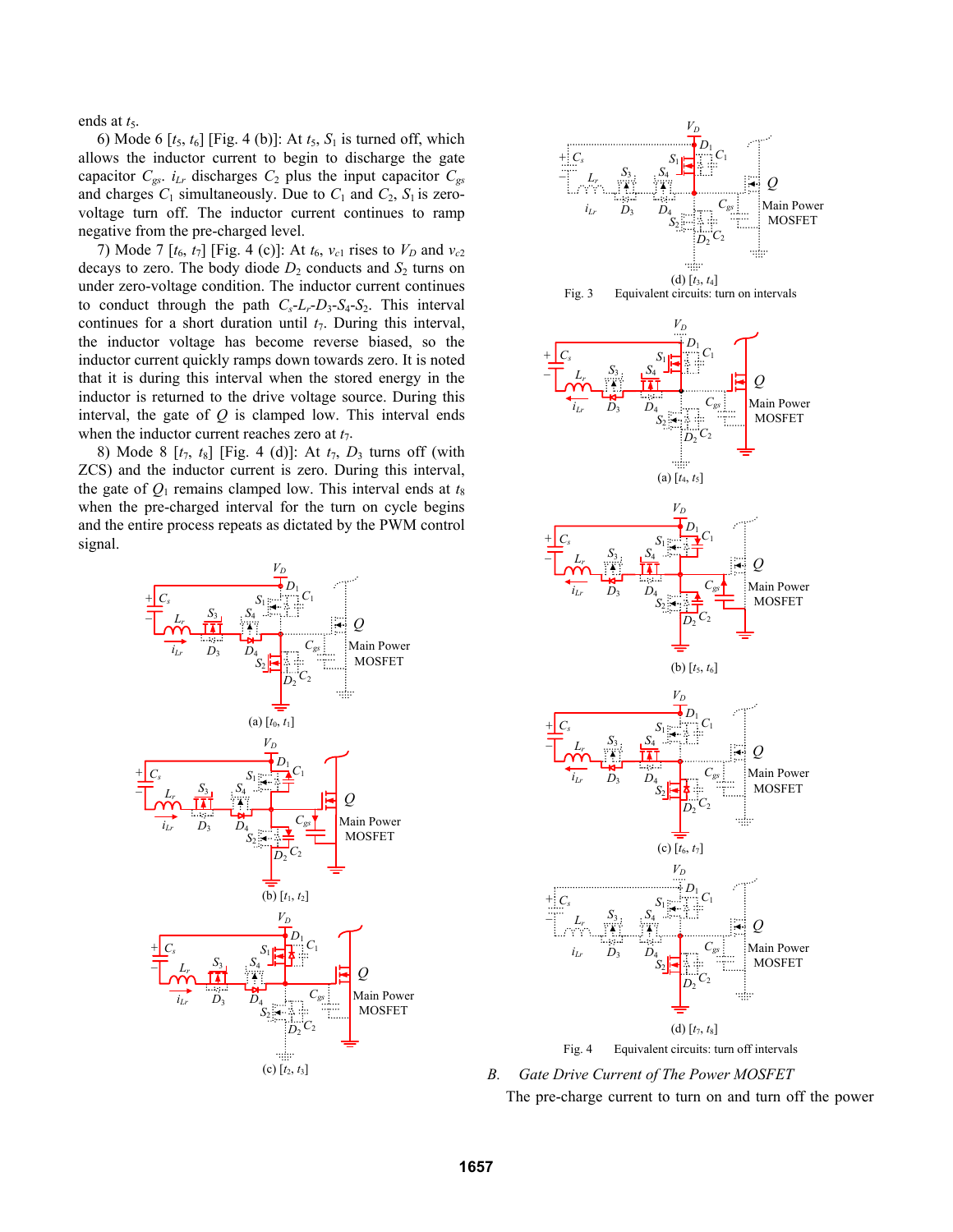ends at $t_5$.

6) Mode 6 [$t_5$, $t_6$] [Fig. 4 (b)]: At $t_5$, $S_1$ is turned off, which allows the inductor current to begin to discharge the gate capacitor $C_{gs}$. $i_{Lr}$ discharges $C_2$ plus the input capacitor $C_{gs}$ and charges $C_1$ simultaneously. Due to $C_1$ and $C_2$, $S_1$ is zero-voltage turn off. The inductor current continues to ramp negative from the pre-charged level.

7) Mode 7 [$t_6$, $t_7$] [Fig. 4 (c)]: At $t_6$, $v_{c1}$ rises to $V_D$ and $v_{c2}$ decays to zero. The body diode $D_2$ conducts and $S_2$ turns on under zero-voltage condition. The inductor current continues to conduct through the path $C_s$-$L_r$-$D_3$-$S_4$-$S_2$. This interval continues for a short duration until $t_7$. During this interval, the inductor voltage has become reverse biased, so the inductor current quickly ramps down towards zero. It is noted that it is during this interval when the stored energy in the inductor is returned to the drive voltage source. During this interval, the gate of $Q$ is clamped low. This interval ends when the inductor current reaches zero at $t_7$.

8) Mode 8 [$t_7$, $t_8$] [Fig. 4 (d)]: At $t_7$, $D_3$ turns off (with ZCS) and the inductor current is zero. During this interval, the gate of $Q_1$ remains clamped low. This interval ends at $t_8$ when the pre-charged interval for the turn on cycle begins and the entire process repeats as dictated by the PWM control signal.

(a) [$t_0$, $t_1$]

(b) [$t_1$, $t_2$]

(c) [$t_2$, $t_3$]

(d) [$t_3$, $t_4$]

Fig. 3 Equivalent circuits: turn on intervals

(a) [$t_4$, $t_5$]

(b) [$t_5$, $t_6$]

(c) [$t_6$, $t_7$]

(d) [$t_7$, $t_8$]

Fig. 4 Equivalent circuits: turn off intervals

### *B. Gate Drive Current of The Power MOSFET*

The pre-charge current to turn on and turn off the power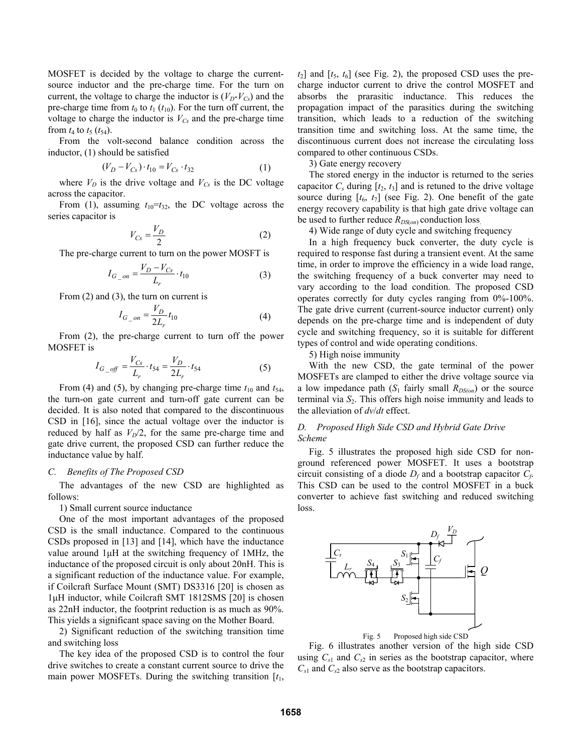MOSFET is decided by the voltage to charge the current-source inductor and the pre-charge time. For the turn on current, the voltage to charge the inductor is ($V_D$-$V_{Cs}$) and the pre-charge time from $t_0$ to $t_1$ ($t_{10}$). For the turn off current, the voltage to charge the inductor is $V_{Cs}$ and the pre-charge time from $t_4$ to $t_5$ ($t_{54}$).

From the volt-second balance condition across the inductor, (1) should be satisfied

$$(V_D - V_{Cs}) \cdot t_{10} = V_{Cs} \cdot t_{32} \qquad (1)$$

where $V_D$ is the drive voltage and $V_{Cs}$ is the DC voltage across the capacitor.

From (1), assuming $t_{10}$=$t_{32}$, the DC voltage across the series capacitor is

$$V_{Cs} = \frac{V_D}{2} \qquad (2)$$

The pre-charge current to turn on the power MOSFT is

$$I_{G\_on} = \frac{V_D - V_{Cs}}{L_r} \cdot t_{10} \qquad (3)$$

From (2) and (3), the turn on current is

$$I_{G\_on} = \frac{V_D}{2L_r} t_{10} \qquad (4)$$

From (2), the pre-charge current to turn off the power MOSFET is

$$I_{G\_off} = \frac{V_{Cs}}{L_r} \cdot t_{54} = \frac{V_D}{2L_r} \cdot t_{54} \qquad (5)$$

From (4) and (5), by changing pre-charge time $t_{10}$ and $t_{54}$, the turn-on gate current and turn-off gate current can be decided. It is also noted that compared to the discontinuous CSD in [16], since the actual voltage over the inductor is reduced by half as $V_D/2$, for the same pre-charge time and gate drive current, the proposed CSD can further reduce the inductance value by half.

### *C. Benefits of The Proposed CSD*

The advantages of the new CSD are highlighted as follows:

1) Small current source inductance

One of the most important advantages of the proposed CSD is the small inductance. Compared to the continuous CSDs proposed in [13] and [14], which have the inductance value around 1μH at the switching frequency of 1MHz, the inductance of the proposed circuit is only about 20nH. This is a significant reduction of the inductance value. For example, if Coilcraft Surface Mount (SMT) DS3316 [20] is chosen as 1μH inductor, while Coilcraft SMT 1812SMS [20] is chosen as 22nH inductor, the footprint reduction is as much as 90%. This yields a significant space saving on the Mother Board.

2) Significant reduction of the switching transition time and switching loss

The key idea of the proposed CSD is to control the four drive switches to create a constant current source to drive the main power MOSFETs. During the switching transition [$t_1$, $t_2$] and [$t_5$, $t_6$] (see Fig. 2), the proposed CSD uses the pre-charge inductor current to drive the control MOSFET and absorbs the prarasitic inductance. This reduces the propagation impact of the parasitics during the switching transition, which leads to a reduction of the switching transition time and switching loss. At the same time, the discontinuous current does not increase the circulating loss compared to other continuous CSDs.

3) Gate energy recovery

The stored energy in the inductor is returned to the series capacitor $C_s$ during [$t_2$, $t_3$] and is retuned to the drive voltage source during [$t_6$, $t_7$] (see Fig. 2). One benefit of the gate energy recovery capability is that high gate drive voltage can be used to further reduce $R_{DS(on)}$ conduction loss.

4) Wide range of duty cycle and switching frequency

In a high frequency buck converter, the duty cycle is required to response fast during a transient event. At the same time, in order to improve the efficiency in a wide load range, the switching frequency of a buck converter may need to vary according to the load condition. The proposed CSD operates correctly for duty cycles ranging from 0%-100%. The gate drive current (current-source inductor current) only depends on the pre-charge time and is independent of duty cycle and switching frequency, so it is suitable for different types of control and wide operating conditions.

5) High noise immunity

With the new CSD, the gate terminal of the power MOSFETs are clamped to either the drive voltage source via a low impedance path ($S_1$ fairly small $R_{DS(on)}$) or the source terminal via $S_2$. This offers high noise immunity and leads to the alleviation of *dv*/*dt* effect.

### *D. Proposed High Side CSD and Hybrid Gate Drive Scheme*

Fig. 5 illustrates the proposed high side CSD for non-ground referenced power MOSFET. It uses a bootstrap circuit consisting of a diode $D_f$ and a bootstrap capacitor $C_f$. This CSD can be used to the control MOSFET in a buck converter to achieve fast switching and reduced switching loss.

Fig. 5 Proposed high side CSD

Fig. 6 illustrates another version of the high side CSD using $C_{s1}$ and $C_{s2}$ in series as the bootstrap capacitor, where $C_{s1}$ and $C_{s2}$ also serve as the bootstrap capacitors.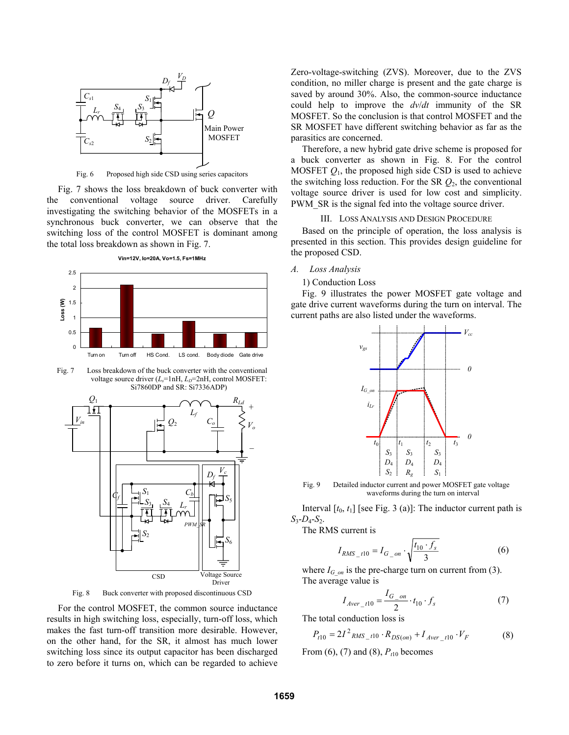Fig. 6 Proposed high side CSD using series capacitors

Fig. 7 shows the loss breakdown of buck converter with the conventional voltage source driver. Carefully investigating the switching behavior of the MOSFETs in a synchronous buck converter, we can observe that the switching loss of the control MOSFET is dominant among the total loss breakdown as shown in Fig. 7.

Fig. 7 Loss breakdown of the buck converter with the conventional voltage source driver ($L_s$=1nH, $L_D$=2nH, control MOSFET: Si7860DP and SR: Si7336ADP)

Fig. 8 Buck converter with proposed discontinuous CSD

For the control MOSFET, the common source inductance results in high switching loss, especially, turn-off loss, which makes the fast turn-off transition more desirable. However, on the other hand, for the SR, it almost has much lower switching loss since its output capacitor has been discharged to zero before it turns on, which can be regarded to achieve Zero-voltage-switching (ZVS). Moreover, due to the ZVS condition, no miller charge is present and the gate charge is saved by around 30%. Also, the common-source inductance could help to improve the $dv/dt$ immunity of the SR MOSFET. So the conclusion is that control MOSFET and the SR MOSFET have different switching behavior as far as the parasitics are concerned.

Therefore, a new hybrid gate drive scheme is proposed for a buck converter as shown in Fig. 8. For the control MOSFET $Q_1$, the proposed high side CSD is used to achieve the switching loss reduction. For the SR $Q_2$, the conventional voltage source driver is used for low cost and simplicity. PWM_SR is the signal fed into the voltage source driver.

## III. Loss Analysis and Design Procedure

Based on the principle of operation, the loss analysis is presented in this section. This provides design guideline for the proposed CSD.

### A. Loss Analysis

1) Conduction Loss

Fig. 9 illustrates the power MOSFET gate voltage and gate drive current waveforms during the turn on interval. The current paths are also listed under the waveforms.

Fig. 9 Detailed inductor current and power MOSFET gate voltage waveforms during the turn on interval

Interval [$t_0$, $t_1$] [see Fig. 3 (a)]: The inductor current path is $S_3$-$D_4$-$S_2$.

The RMS current is

$$I_{RMS\_t10} = I_{G\_on} \cdot \sqrt{\frac{t_{10} \cdot f_s}{3}} \tag{6}$$

where $I_{G\_on}$ is the pre-charge turn on current from (3).

The average value is

$$I_{Aver\_t10} = \frac{I_{G\_on}}{2} \cdot t_{10} \cdot f_s \tag{7}$$

The total conduction loss is

$$P_{t10} = 2I^2{}_{RMS\_t10} \cdot R_{DS(on)} + I_{Aver\_t10} \cdot V_F \tag{8}$$

From (6), (7) and (8), $P_{t10}$ becomes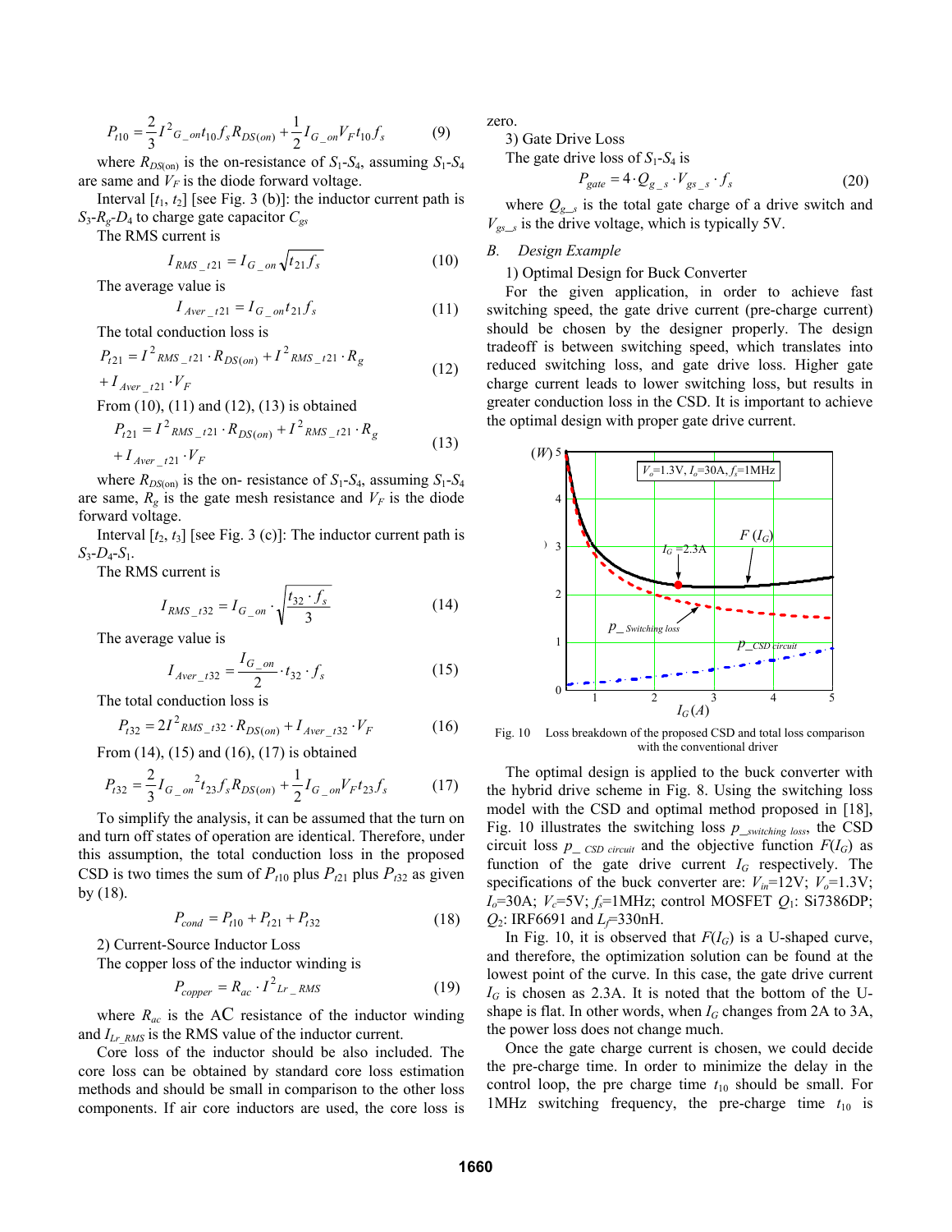$$P_{t10} = \frac{2}{3} I^2{}_{G\_on} t_{10} f_s R_{DS(on)} + \frac{1}{2} I_{G\_on} V_F t_{10} f_s \qquad (9)$$

where $R_{DS(on)}$ is the on-resistance of $S_1$-$S_4$, assuming $S_1$-$S_4$ are same and $V_F$ is the diode forward voltage.

Interval [$t_1$, $t_2$] [see Fig. 3 (b)]: the inductor current path is $S_3$-$R_g$-$D_4$ to charge gate capacitor $C_{gs}$

The RMS current is

$$I_{RMS\_t21} = I_{G\_on} \sqrt{t_{21} f_s} \qquad (10)$$

The average value is

$$I_{Aver\_t21} = I_{G\_on} t_{21} f_s \qquad (11)$$

The total conduction loss is

$$P_{t21} = I^2{}_{RMS\_t21} \cdot R_{DS(on)} + I^2{}_{RMS\_t21} \cdot R_g + I_{Aver\_t21} \cdot V_F \qquad (12)$$

From (10), (11) and (12), (13) is obtained

$$P_{t21} = I^2{}_{RMS\_t21} \cdot R_{DS(on)} + I^2{}_{RMS\_t21} \cdot R_g + I_{Aver\_t21} \cdot V_F \qquad (13)$$

where $R_{DS(on)}$ is the on- resistance of $S_1$-$S_4$, assuming $S_1$-$S_4$ are same, $R_g$ is the gate mesh resistance and $V_F$ is the diode forward voltage.

Interval [$t_2$, $t_3$] [see Fig. 3 (c)]: The inductor current path is $S_3$-$D_4$-$S_1$.

The RMS current is

$$I_{RMS\_t32} = I_{G\_on} \cdot \sqrt{\frac{t_{32} \cdot f_s}{3}} \qquad (14)$$

The average value is

$$I_{Aver\_t32} = \frac{I_{G\_on}}{2} \cdot t_{32} \cdot f_s \qquad (15)$$

The total conduction loss is

$$P_{t32} = 2 I^2{}_{RMS\_t32} \cdot R_{DS(on)} + I_{Aver\_t32} \cdot V_F \qquad (16)$$

From (14), (15) and (16), (17) is obtained

$$P_{t32} = \frac{2}{3} I_{G\_on}{}^2 t_{23} f_s R_{DS(on)} + \frac{1}{2} I_{G\_on} V_F t_{23} f_s \qquad (17)$$

To simplify the analysis, it can be assumed that the turn on and turn off states of operation are identical. Therefore, under this assumption, the total conduction loss in the proposed CSD is two times the sum of $P_{t10}$ plus $P_{t21}$ plus $P_{t32}$ as given by (18).

$$P_{cond} = P_{t10} + P_{t21} + P_{t32} \qquad (18)$$

2) Current-Source Inductor Loss

The copper loss of the inductor winding is

$$P_{copper} = R_{ac} \cdot I^2{}_{Lr\_RMS} \qquad (19)$$

where $R_{ac}$ is the AC resistance of the inductor winding and $I_{Lr\_RMS}$ is the RMS value of the inductor current.

Core loss of the inductor should be also included. The core loss can be obtained by standard core loss estimation methods and should be small in comparison to the other loss components. If air core inductors are used, the core loss is zero.

3) Gate Drive Loss

The gate drive loss of $S_1$-$S_4$ is

$$P_{gate} = 4 \cdot Q_{g\_s} \cdot V_{gs\_s} \cdot f_s \qquad (20)$$

where $Q_{g\_s}$ is the total gate charge of a drive switch and $V_{gs\_s}$ is the drive voltage, which is typically 5V.

### B. Design Example

1) Optimal Design for Buck Converter

For the given application, in order to achieve fast switching speed, the gate drive current (pre-charge current) should be chosen by the designer properly. The design tradeoff is between switching speed, which translates into reduced switching loss, and gate drive loss. Higher gate charge current leads to lower switching loss, but results in greater conduction loss in the CSD. It is important to achieve the optimal design with proper gate drive current.

Fig. 10 Loss breakdown of the proposed CSD and total loss comparison with the conventional driver

The optimal design is applied to the buck converter with the hybrid drive scheme in Fig. 8. Using the switching loss model with the CSD and optimal method proposed in [18], Fig. 10 illustrates the switching loss $p_{\_switching\ loss}$, the CSD circuit loss $p_{\_\ CSD\ circuit}$ and the objective function $F(I_G)$ as function of the gate drive current $I_G$ respectively. The specifications of the buck converter are: $V_{in}$=12V; $V_o$=1.3V; $I_o$=30A; $V_c$=5V; $f_s$=1MHz; control MOSFET $Q_1$: Si7386DP; $Q_2$: IRF6691 and $L_f$=330nH.

In Fig. 10, it is observed that $F(I_G)$ is a U-shaped curve, and therefore, the optimization solution can be found at the lowest point of the curve. In this case, the gate drive current $I_G$ is chosen as 2.3A. It is noted that the bottom of the U-shape is flat. In other words, when $I_G$ changes from 2A to 3A, the power loss does not change much.

Once the gate charge current is chosen, we could decide the pre-charge time. In order to minimize the delay in the control loop, the pre charge time $t_{10}$ should be small. For 1MHz switching frequency, the pre-charge time $t_{10}$ is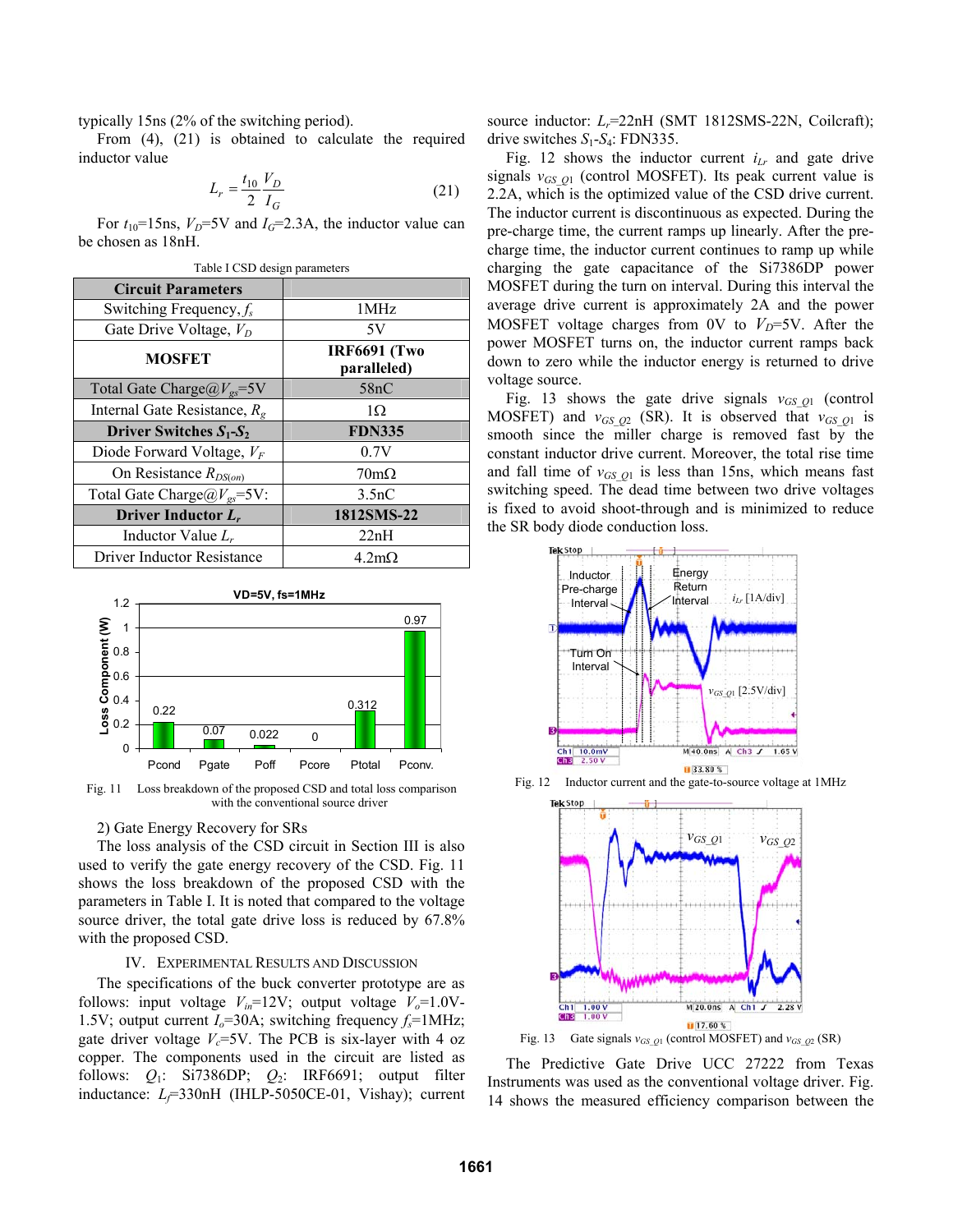typically 15ns (2% of the switching period).

From (4), (21) is obtained to calculate the required inductor value

$$L_r = \frac{t_{10}}{2} \frac{V_D}{I_G} \tag{21}$$

For $t_{10}$=15ns, $V_D$=5V and $I_G$=2.3A, the inductor value can be chosen as 18nH.

Table I CSD design parameters

| Circuit Parameters | |
|---|---|
| Switching Frequency, $f_s$ | 1MHz |
| Gate Drive Voltage, $V_D$ | 5V |
| **MOSFET** | **IRF6691 (Two paralleled)** |
| Total Gate Charge@$V_{gs}$=5V | 58nC |
| Internal Gate Resistance, $R_g$ | 1Ω |
| **Driver Switches $S_1$-$S_2$** | **FDN335** |
| Diode Forward Voltage, $V_F$ | 0.7V |
| On Resistance $R_{DS(on)}$ | 70mΩ |
| Total Gate Charge@$V_{gs}$=5V: | 3.5nC |
| **Driver Inductor $L_r$** | **1812SMS-22** |
| Inductor Value $L_r$ | 22nH |
| Driver Inductor Resistance | 4.2mΩ |

Fig. 11 Loss breakdown of the proposed CSD and total loss comparison with the conventional source driver

2) Gate Energy Recovery for SRs

The loss analysis of the CSD circuit in Section III is also used to verify the gate energy recovery of the CSD. Fig. 11 shows the loss breakdown of the proposed CSD with the parameters in Table I. It is noted that compared to the voltage source driver, the total gate drive loss is reduced by 67.8% with the proposed CSD.

## IV. Experimental Results and Discussion

The specifications of the buck converter prototype are as follows: input voltage $V_{in}$=12V; output voltage $V_o$=1.0V-1.5V; output current $I_o$=30A; switching frequency $f_s$=1MHz; gate driver voltage $V_c$=5V. The PCB is six-layer with 4 oz copper. The components used in the circuit are listed as follows: $Q_1$: Si7386DP; $Q_2$: IRF6691; output filter inductance: $L_f$=330nH (IHLP-5050CE-01, Vishay); current source inductor: $L_r$=22nH (SMT 1812SMS-22N, Coilcraft); drive switches $S_1$-$S_4$: FDN335.

Fig. 12 shows the inductor current $i_{Lr}$ and gate drive signals $v_{GS\_Q1}$ (control MOSFET). Its peak current value is 2.2A, which is the optimized value of the CSD drive current. The inductor current is discontinuous as expected. During the pre-charge time, the current ramps up linearly. After the pre-charge time, the inductor current continues to ramp up while charging the gate capacitance of the Si7386DP power MOSFET during the turn on interval. During this interval the average drive current is approximately 2A and the power MOSFET voltage charges from 0V to $V_D$=5V. After the power MOSFET turns on, the inductor current ramps back down to zero while the inductor energy is returned to drive voltage source.

Fig. 13 shows the gate drive signals $v_{GS\_Q1}$ (control MOSFET) and $v_{GS\_Q2}$ (SR). It is observed that $v_{GS\_Q1}$ is smooth since the miller charge is removed fast by the constant inductor drive current. Moreover, the total rise time and fall time of $v_{GS\_Q1}$ is less than 15ns, which means fast switching speed. The dead time between two drive voltages is fixed to avoid shoot-through and is minimized to reduce the SR body diode conduction loss.

Fig. 12 Inductor current and the gate-to-source voltage at 1MHz

Fig. 13 Gate signals $v_{GS\_Q1}$ (control MOSFET) and $v_{GS\_Q2}$ (SR)

The Predictive Gate Drive UCC 27222 from Texas Instruments was used as the conventional voltage driver. Fig. 14 shows the measured efficiency comparison between the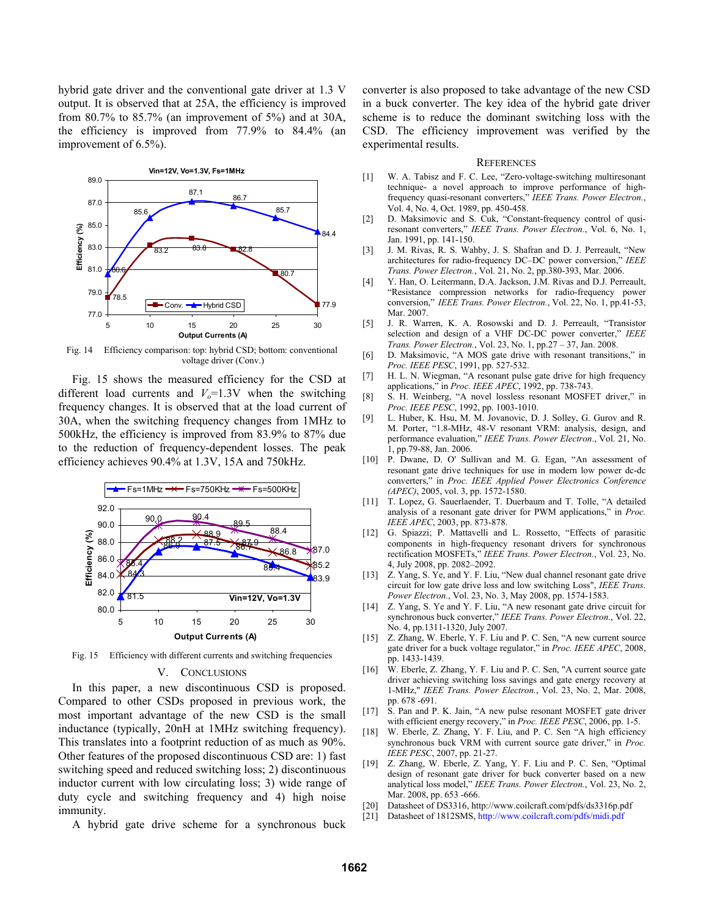hybrid gate driver and the conventional gate driver at 1.3 V output. It is observed that at 25A, the efficiency is improved from 80.7% to 85.7% (an improvement of 5%) and at 30A, the efficiency is improved from 77.9% to 84.4% (an improvement of 6.5%).

Vin=12V, Vo=1.3V, Fs=1MHz

Efficiency (%)

89.0
87.0
85.0
83.0
81.0
79.0
77.0

87.1
86.7
85.6
85.7
84.4
83.2
83.8
82.8
80.6
80.7
78.5
77.9

Conv. Hybrid CSD

5 10 15 20 25 30

Output Currents (A)

Fig. 14 Efficiency comparison: top: hybrid CSD; bottom: conventional voltage driver (Conv.)

Fig. 15 shows the measured efficiency for the CSD at different load currents and $V_o$=1.3V when the switching frequency changes. It is observed that at the load current of 30A, when the switching frequency changes from 1MHz to 500kHz, the efficiency is improved from 83.9% to 87% due to the reduction of frequency-dependent losses. The peak efficiency achieves 90.4% at 1.3V, 15A and 750kHz.

Fs=1MHz Fs=750KHz Fs=500KHz

Efficiency (%)

92.0
90.0
88.0
86.0
84.0
82.0
80.0

90.0
90.4
89.5
88.4
88.2
88.9
87.9
87.0
86.0
87.5
86.7
86.8
85.4
85.4
85.2
84.3
83.9
81.5

Vin=12V, Vo=1.3V

5 10 15 20 25 30

Output Currents (A)

Fig. 15 Efficiency with different currents and switching frequencies

## V. Conclusions

In this paper, a new discontinuous CSD is proposed. Compared to other CSDs proposed in previous work, the most important advantage of the new CSD is the small inductance (typically, 20nH at 1MHz switching frequency). This translates into a footprint reduction of as much as 90%. Other features of the proposed discontinuous CSD are: 1) fast switching speed and reduced switching loss; 2) discontinuous inductor current with low circulating loss; 3) wide range of duty cycle and switching frequency and 4) high noise immunity.

A hybrid gate drive scheme for a synchronous buck converter is also proposed to take advantage of the new CSD in a buck converter. The key idea of the hybrid gate driver scheme is to reduce the dominant switching loss with the CSD. The efficiency improvement was verified by the experimental results.

## References

[1] W. A. Tabisz and F. C. Lee, "Zero-voltage-switching multiresonant technique- a novel approach to improve performance of high-frequency quasi-resonant converters," *IEEE Trans. Power Electron.*, Vol. 4, No. 4, Oct. 1989, pp. 450-458.

[2] D. Maksimovic and S. Cuk, "Constant-frequency control of quasi-resonant converters," *IEEE Trans. Power Electron.*, Vol. 6, No. 1, Jan. 1991, pp. 141-150.

[3] J. M. Rivas, R. S. Wahby, J. S. Shafran and D. J. Perreault, "New architectures for radio-frequency DC–DC power conversion," *IEEE Trans. Power Electron.*, Vol. 21, No. 2, pp.380-393, Mar. 2006.

[4] Y. Han, O. Leitermann, D.A. Jackson, J.M. Rivas and D.J. Perreault, "Resistance compression networks for radio-frequency power conversion," *IEEE Trans. Power Electron.*, Vol. 22, No. 1, pp.41-53, Mar. 2007.

[5] J. R. Warren, K. A. Rosowski and D. J. Perreault, "Transistor selection and design of a VHF DC-DC power converter," *IEEE Trans. Power Electron.*, Vol. 23, No. 1, pp.27 – 37, Jan. 2008.

[6] D. Maksimovic, "A MOS gate drive with resonant transitions," in *Proc. IEEE PESC*, 1991, pp. 527-532.

[7] H. L. N. Wiegman, "A resonant pulse gate drive for high frequency applications," in *Proc. IEEE APEC*, 1992, pp. 738-743.

[8] S. H. Weinberg, "A novel lossless resonant MOSFET driver," in *Proc. IEEE PESC*, 1992, pp. 1003-1010.

[9] L. Huber, K. Hsu, M. M. Jovanovic, D. J. Solley, G. Gurov and R. M. Porter, "1.8-MHz, 48-V resonant VRM: analysis, design, and performance evaluation," *IEEE Trans. Power Electron*., Vol. 21, No. 1, pp.79-88, Jan. 2006.

[10] P. Dwane, D. O' Sullivan and M. G. Egan, "An assessment of resonant gate drive techniques for use in modern low power dc-dc converters," in *Proc. IEEE Applied Power Electronics Conference (APEC)*, 2005, vol. 3, pp. 1572-1580.

[11] T. Lopez, G. Sauerlaender, T. Duerbaum and T. Tolle, "A detailed analysis of a resonant gate driver for PWM applications," in *Proc. IEEE APEC*, 2003, pp. 873-878.

[12] G. Spiazzi; P. Mattavelli and L. Rossetto, "Effects of parasitic components in high-frequency resonant drivers for synchronous rectification MOSFETs," *IEEE Trans. Power Electron.*, Vol. 23, No. 4, July 2008, pp. 2082–2092.

[13] Z. Yang, S. Ye, and Y. F. Liu, "New dual channel resonant gate drive circuit for low gate drive loss and low switching Loss", *IEEE Trans. Power Electron.*, Vol. 23, No. 3, May 2008, pp. 1574-1583.

[14] Z. Yang, S. Ye and Y. F. Liu, "A new resonant gate drive circuit for synchronous buck converter," *IEEE Trans. Power Electron.*, Vol. 22, No. 4, pp.1311-1320, July 2007.

[15] Z. Zhang, W. Eberle, Y. F. Liu and P. C. Sen, "A new current source gate driver for a buck voltage regulator," in *Proc. IEEE APEC*, 2008, pp. 1433-1439.

[16] W. Eberle, Z. Zhang, Y. F. Liu and P. C. Sen, "A current source gate driver achieving switching loss savings and gate energy recovery at 1-MHz," *IEEE Trans. Power Electron.*, Vol. 23, No. 2, Mar. 2008, pp. 678 -691.

[17] S. Pan and P. K. Jain, "A new pulse resonant MOSFET gate driver with efficient energy recovery," in *Proc. IEEE PESC*, 2006, pp. 1-5.

[18] W. Eberle, Z. Zhang, Y. F. Liu, and P. C. Sen "A high efficiency synchronous buck VRM with current source gate driver," in *Proc. IEEE PESC*, 2007, pp. 21-27.

[19] Z. Zhang, W. Eberle, Z. Yang, Y. F. Liu and P. C. Sen, "Optimal design of resonant gate driver for buck converter based on a new analytical loss model," *IEEE Trans. Power Electron.*, Vol. 23, No. 2, Mar. 2008, pp. 653 -666.

[20] Datasheet of DS3316, http://www.coilcraft.com/pdfs/ds3316p.pdf

[21] Datasheet of 1812SMS, http://www.coilcraft.com/pdfs/midi.pdf